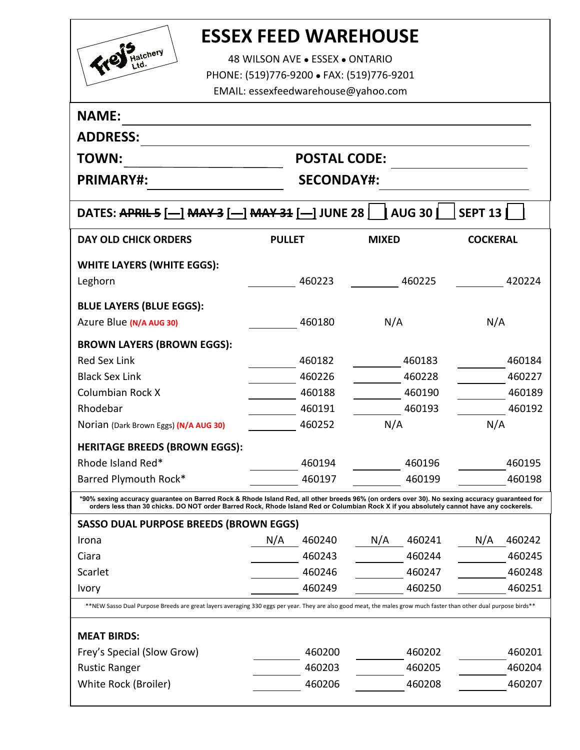Frey's Hatchery Ltd.

# ESSEX FEED WAREHOUSE

48 WILSON AVE • ESSEX • ONTARIO

PHONE: (519)776-9200 • FAX: (519)776-9201

EMAIL: essexfeedwarehouse@yahoo.com

**NAME:** ____________________

**ADDRESS:** ____________________

**TOWN:** ____________________ **POSTAL CODE:** ____________________

**PRIMARY#:** ____________________ **SECONDAY#:** ____________________

**DATES:** ~~APRIL 5~~ [—] ~~MAY 3~~ [—] ~~MAY 31~~ [—] JUNE 28 [ ] AUG 30 [ ] SEPT 13 [ ]

| DAY OLD CHICK ORDERS | PULLET | MIXED | COCKEREL |
|---|---|---|---|
| **WHITE LAYERS (WHITE EGGS):** | | | |
| Leghorn | ______ 460223 | ______ 460225 | ______ 420224 |
| **BLUE LAYERS (BLUE EGGS):** | | | |
| Azure Blue **(N/A AUG 30)** | ______ 460180 | N/A | N/A |
| **BROWN LAYERS (BROWN EGGS):** | | | |
| Red Sex Link | ______ 460182 | ______ 460183 | ______ 460184 |
| Black Sex Link | ______ 460226 | ______ 460228 | ______ 460227 |
| Columbian Rock X | ______ 460188 | ______ 460190 | ______ 460189 |
| Rhodebar | ______ 460191 | ______ 460193 | ______ 460192 |
| Norian (Dark Brown Eggs) **(N/A AUG 30)** | ______ 460252 | N/A | N/A |
| **HERITAGE BREEDS (BROWN EGGS):** | | | |
| Rhode Island Red* | ______ 460194 | ______ 460196 | ______ 460195 |
| Barred Plymouth Rock* | ______ 460197 | ______ 460199 | ______ 460198 |

***90% sexing accuracy guarantee on Barred Rock & Rhode Island Red, all other breeds 96% (on orders over 30). No sexing accuracy guaranteed for orders less than 30 chicks. DO NOT order Barred Rock, Rhode Island Red or Columbian Rock X if you absolutely cannot have any cockerels.**

| SASSO DUAL PURPOSE BREEDS (BROWN EGGS) | PULLET | MIXED | COCKEREL |
|---|---|---|---|
| Irona | N/A 460240 | N/A 460241 | N/A 460242 |
| Ciara | ______ 460243 | ______ 460244 | ______ 460245 |
| Scarlet | ______ 460246 | ______ 460247 | ______ 460248 |
| Ivory | ______ 460249 | ______ 460250 | ______ 460251 |

**NEW Sasso Dual Purpose Breeds are great layers averaging 330 eggs per year. They are also good meat, the males grow much faster than other dual purpose birds**

| MEAT BIRDS: | PULLET | MIXED | COCKEREL |
|---|---|---|---|
| Frey's Special (Slow Grow) | ______ 460200 | ______ 460202 | ______ 460201 |
| Rustic Ranger | ______ 460203 | ______ 460205 | ______ 460204 |
| White Rock (Broiler) | ______ 460206 | ______ 460208 | ______ 460207 |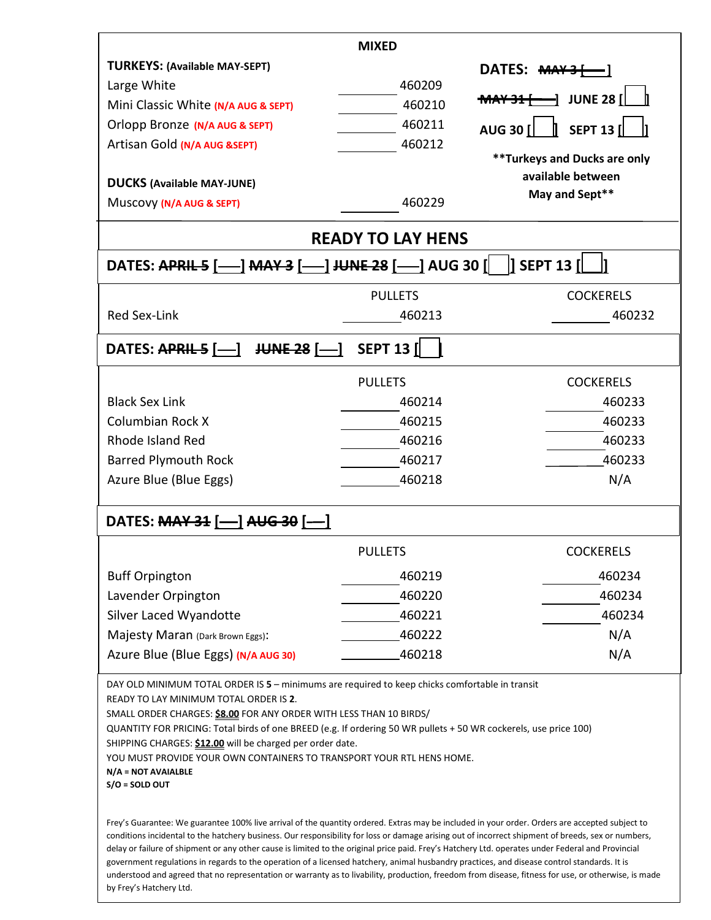## MIXED

**TURKEYS: (Available MAY-SEPT)**

| | | |
|---|---|---|
| Large White | ______ | 460209 |
| Mini Classic White **(N/A AUG & SEPT)** | ______ | 460210 |
| Orlopp Bronze **(N/A AUG & SEPT)** | ______ | 460211 |
| Artisan Gold **(N/A AUG &SEPT)** | ______ | 460212 |

**DUCKS (Available MAY-JUNE)**

| | | |
|---|---|---|
| Muscovy **(N/A AUG & SEPT)** | ______ | 460229 |

**DATES:** ~~MAY 3~~ [—] ~~MAY 31~~ [—] **JUNE 28** [ ] **AUG 30** [ ] **SEPT 13** [ ]

****Turkeys and Ducks are only available between May and Sept****

## READY TO LAY HENS

**DATES:** ~~APRIL 5~~ [—] ~~MAY 3~~ [—] ~~JUNE 28~~ [—] **AUG 30** [ ] **SEPT 13** [ ]

| | PULLETS | COCKERELS |
|---|---|---|
| Red Sex-Link | ______460213 | ______460232 |

**DATES:** ~~APRIL 5~~ [—] ~~JUNE 28~~ [—] **SEPT 13** [ ]

| | PULLETS | COCKERELS |
|---|---|---|
| Black Sex Link | ______460214 | ______460233 |
| Columbian Rock X | ______460215 | ______460233 |
| Rhode Island Red | ______460216 | ______460233 |
| Barred Plymouth Rock | ______460217 | ______460233 |
| Azure Blue (Blue Eggs) | ______460218 | N/A |

**DATES:** ~~MAY 31~~ [—] ~~AUG 30~~ [—]

| | PULLETS | COCKERELS |
|---|---|---|
| Buff Orpington | ______460219 | ______460234 |
| Lavender Orpington | ______460220 | ______460234 |
| Silver Laced Wyandotte | ______460221 | ______460234 |
| Majesty Maran (Dark Brown Eggs): | ______460222 | N/A |
| Azure Blue (Blue Eggs) **(N/A AUG 30)** | ______460218 | N/A |

DAY OLD MINIMUM TOTAL ORDER IS **5** – minimums are required to keep chicks comfortable in transit
READY TO LAY MINIMUM TOTAL ORDER IS **2**.
SMALL ORDER CHARGES: **$8.00** FOR ANY ORDER WITH LESS THAN 10 BIRDS/
QUANTITY FOR PRICING: Total birds of one BREED (e.g. If ordering 50 WR pullets + 50 WR cockerels, use price 100)
SHIPPING CHARGES: **$12.00** will be charged per order date.
YOU MUST PROVIDE YOUR OWN CONTAINERS TO TRANSPORT YOUR RTL HENS HOME.
**N/A = NOT AVAIALBLE**
**S/O = SOLD OUT**

Frey's Guarantee: We guarantee 100% live arrival of the quantity ordered. Extras may be included in your order. Orders are accepted subject to conditions incidental to the hatchery business. Our responsibility for loss or damage arising out of incorrect shipment of breeds, sex or numbers, delay or failure of shipment or any other cause is limited to the original price paid. Frey's Hatchery Ltd. operates under Federal and Provincial government regulations in regards to the operation of a licensed hatchery, animal husbandry practices, and disease control standards. It is understood and agreed that no representation or warranty as to livability, production, freedom from disease, fitness for use, or otherwise, is made by Frey's Hatchery Ltd.